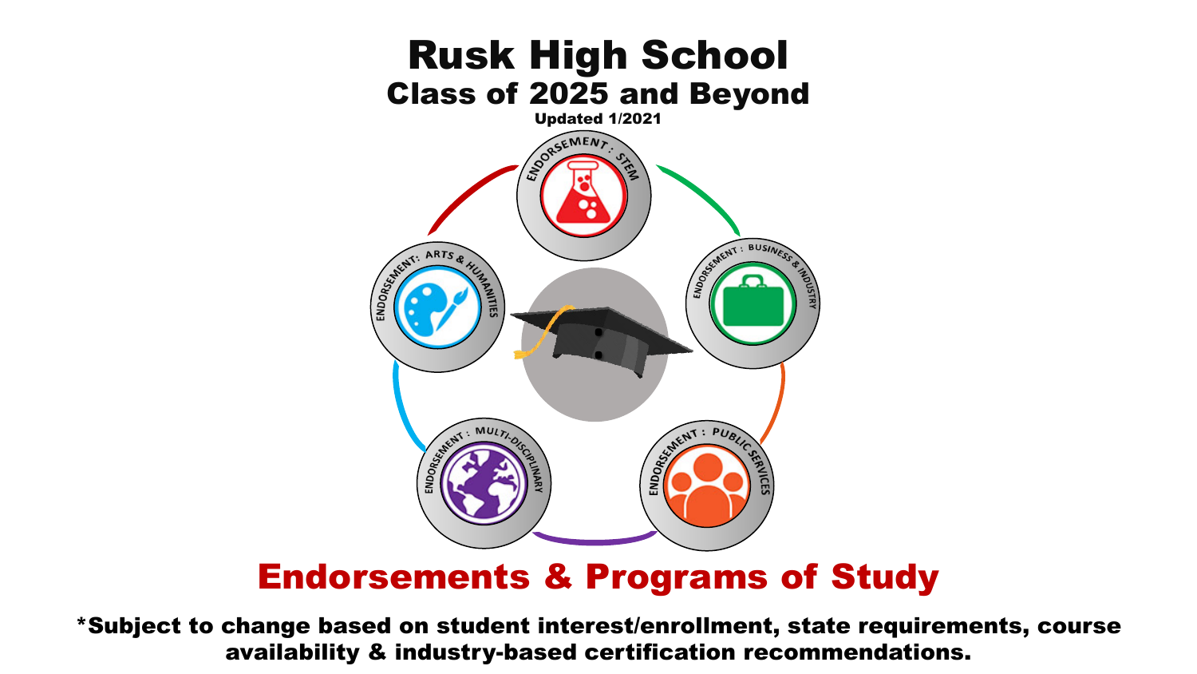# Rusk High School

## Class of 2025 and Beyond

Updated 1/2021

ENDORSEMENT: STEM

ENDORSEMENT: BUSINESS & INDUSTRY

ENDORSEMENT: PUBLIC SERVICES

ENDORSEMENT: MULTI-DISCIPLINARY

ENDORSEMENT: ARTS & HUMANITIES

## Endorsements & Programs of Study

**\*Subject to change based on student interest/enrollment, state requirements, course availability & industry-based certification recommendations.**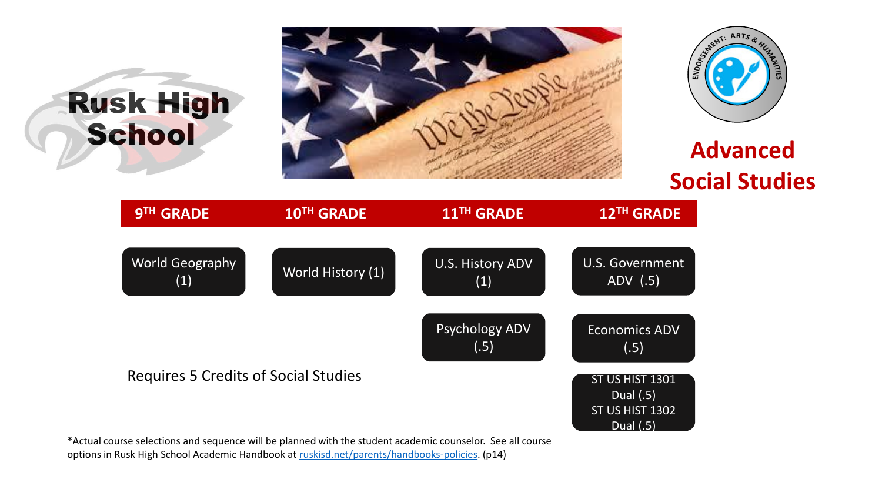# Rusk High School

## Advanced Social Studies

ENDORSEMENT: ARTS & HUMANITIES

| 9TH GRADE | 10TH GRADE | 11TH GRADE | 12TH GRADE |
| --- | --- | --- | --- |
| World Geography (1) | World History (1) | U.S. History ADV (1) | U.S. Government ADV (.5) |
| | | Psychology ADV (.5) | Economics ADV (.5) |
| | | | ST US HIST 1301 Dual (.5)<br>ST US HIST 1302 Dual (.5) |

Requires 5 Credits of Social Studies

*Actual course selections and sequence will be planned with the student academic counselor. See all course options in Rusk High School Academic Handbook at ruskisd.net/parents/handbooks-policies. (p14)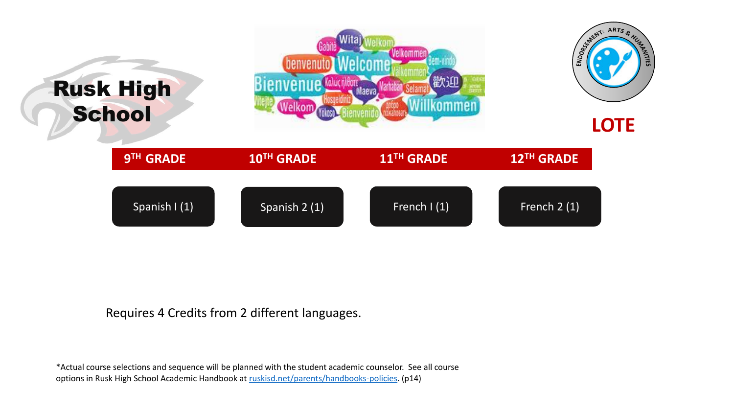# Rusk High School

**LOTE**

ENDORSEMENT: ARTS & HUMANITIES

| 9TH GRADE | 10TH GRADE | 11TH GRADE | 12TH GRADE |
| --- | --- | --- | --- |
| Spanish I (1) | Spanish 2 (1) | French I (1) | French 2 (1) |

Requires 4 Credits from 2 different languages.

*Actual course selections and sequence will be planned with the student academic counselor. See all course options in Rusk High School Academic Handbook at [ruskisd.net/parents/handbooks-policies](ruskisd.net/parents/handbooks-policies). (p14)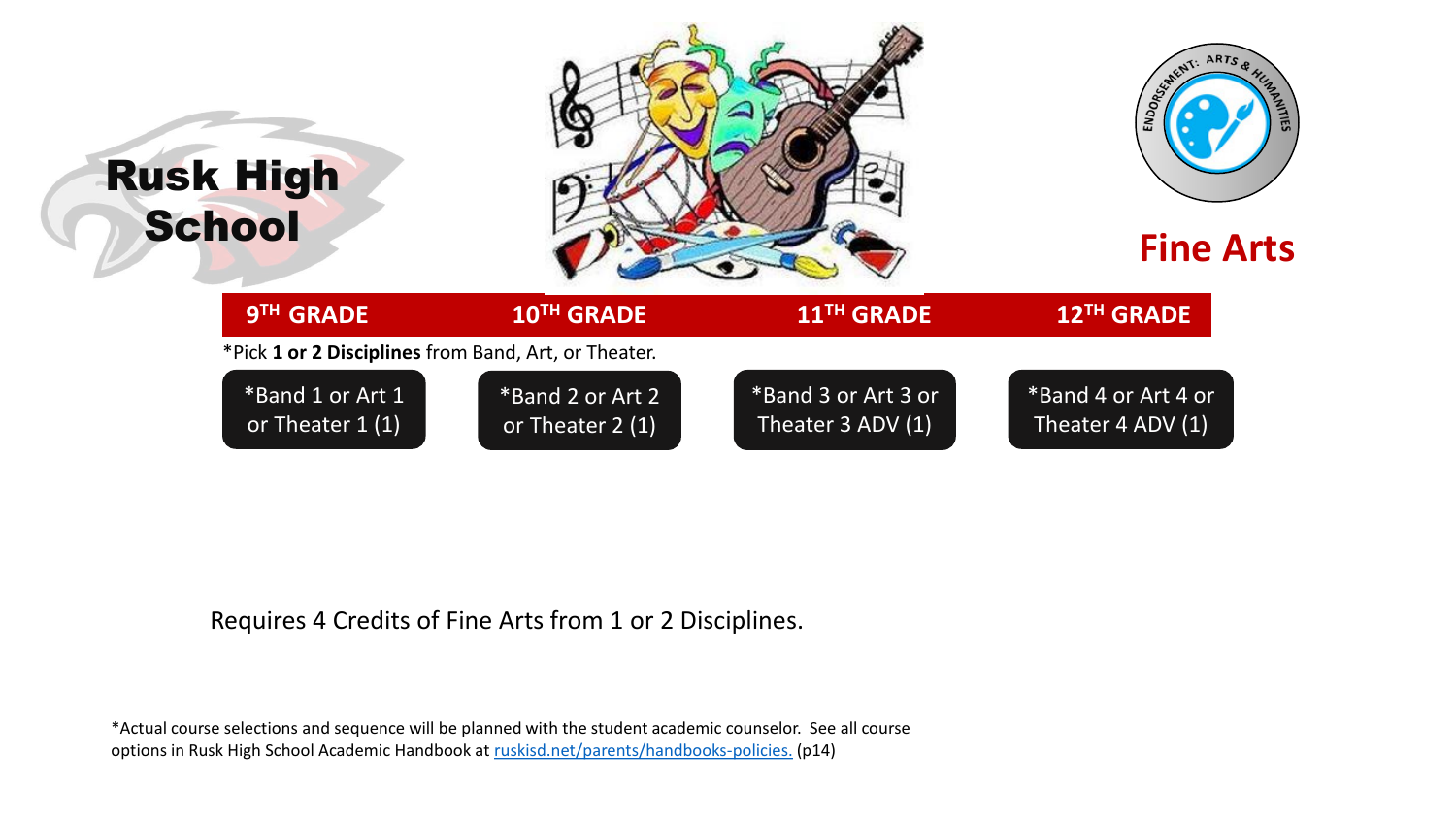# Rusk High School

## Fine Arts

| 9TH GRADE | 10TH GRADE | 11TH GRADE | 12TH GRADE |
|---|---|---|---|
| *Band 1 or Art 1 or Theater 1 (1) | *Band 2 or Art 2 or Theater 2 (1) | *Band 3 or Art 3 or Theater 3 ADV (1) | *Band 4 or Art 4 or Theater 4 ADV (1) |

*Pick **1 or 2 Disciplines** from Band, Art, or Theater.

Requires 4 Credits of Fine Arts from 1 or 2 Disciplines.

*Actual course selections and sequence will be planned with the student academic counselor. See all course options in Rusk High School Academic Handbook at [ruskisd.net/parents/handbooks-policies.](ruskisd.net/parents/handbooks-policies) (p14)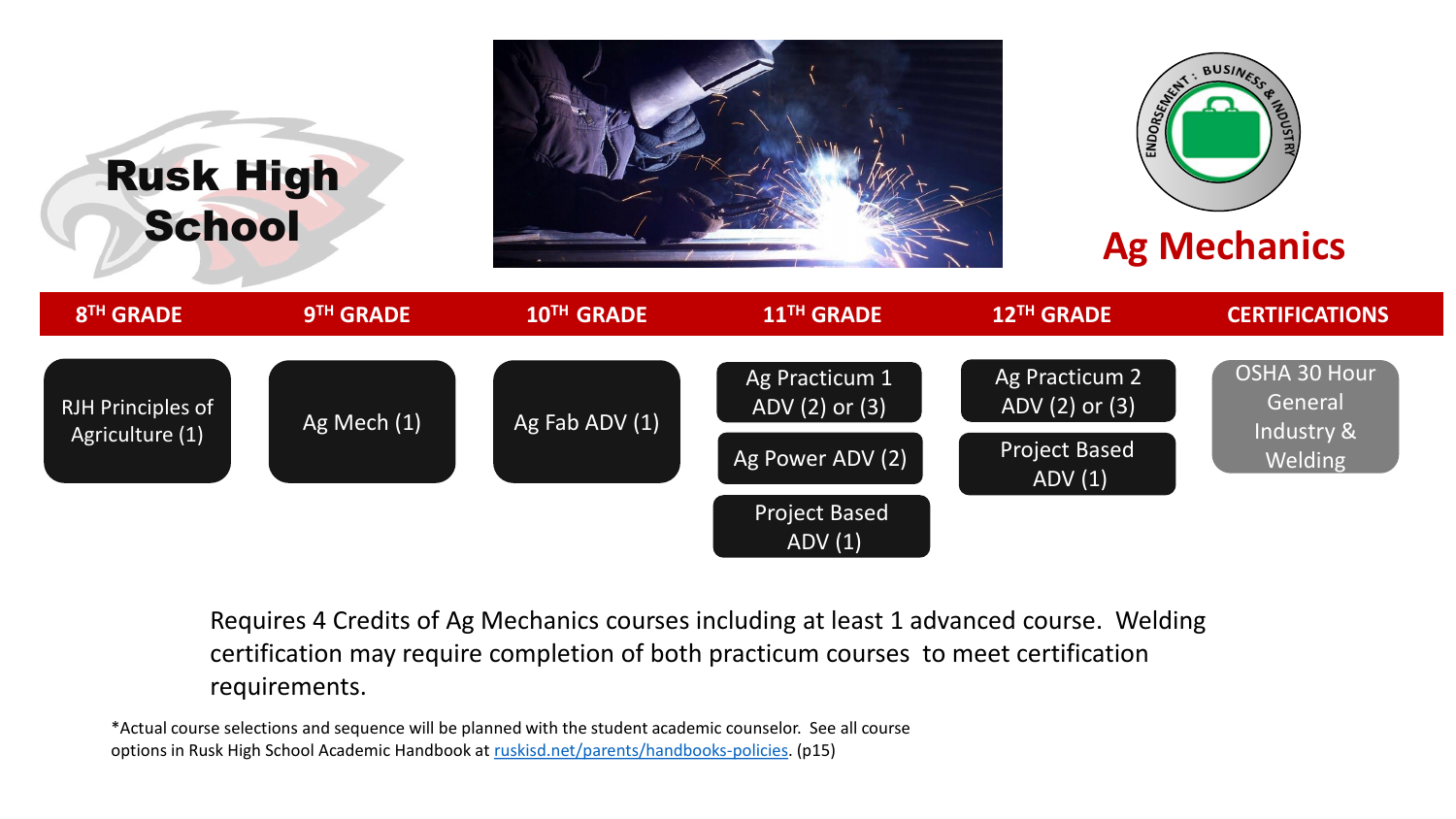# Rusk High School

## Ag Mechanics

ENDORSEMENT: BUSINESS & INDUSTRY

| 8TH GRADE | 9TH GRADE | 10TH GRADE | 11TH GRADE | 12TH GRADE | CERTIFICATIONS |
|---|---|---|---|---|---|
| RJH Principles of Agriculture (1) | Ag Mech (1) | Ag Fab ADV (1) | Ag Practicum 1 ADV (2) or (3) | Ag Practicum 2 ADV (2) or (3) | OSHA 30 Hour General Industry & Welding |
| | | | Ag Power ADV (2) | Project Based ADV (1) | |
| | | | Project Based ADV (1) | | |

Requires 4 Credits of Ag Mechanics courses including at least 1 advanced course. Welding certification may require completion of both practicum courses to meet certification requirements.

*Actual course selections and sequence will be planned with the student academic counselor. See all course options in Rusk High School Academic Handbook at [ruskisd.net/parents/handbooks-policies](ruskisd.net/parents/handbooks-policies). (p15)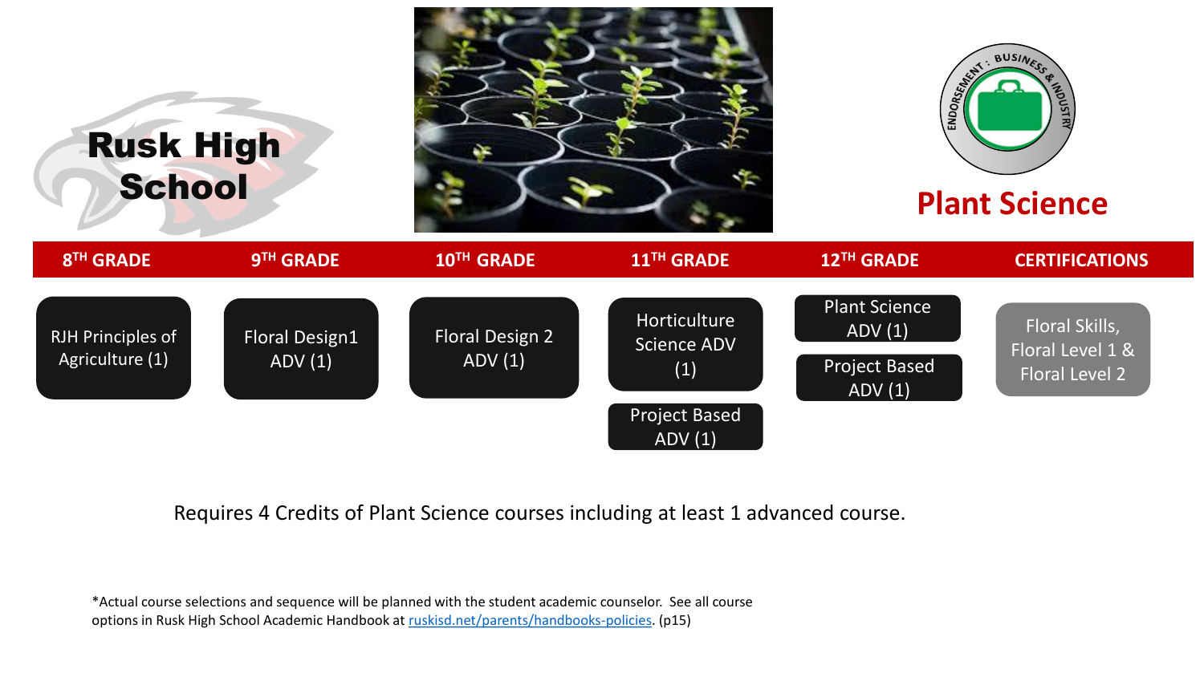# Rusk High School

## Plant Science

ENDORSEMENT: BUSINESS & INDUSTRY

| 8TH GRADE | 9TH GRADE | 10TH GRADE | 11TH GRADE | 12TH GRADE | CERTIFICATIONS |
|---|---|---|---|---|---|
| RJH Principles of Agriculture (1) | Floral Design1 ADV (1) | Floral Design 2 ADV (1) | Horticulture Science ADV (1) | Plant Science ADV (1) | Floral Skills, Floral Level 1 & Floral Level 2 |
| | | | Project Based ADV (1) | Project Based ADV (1) | |

Requires 4 Credits of Plant Science courses including at least 1 advanced course.

*Actual course selections and sequence will be planned with the student academic counselor. See all course options in Rusk High School Academic Handbook at ruskisd.net/parents/handbooks-policies. (p15)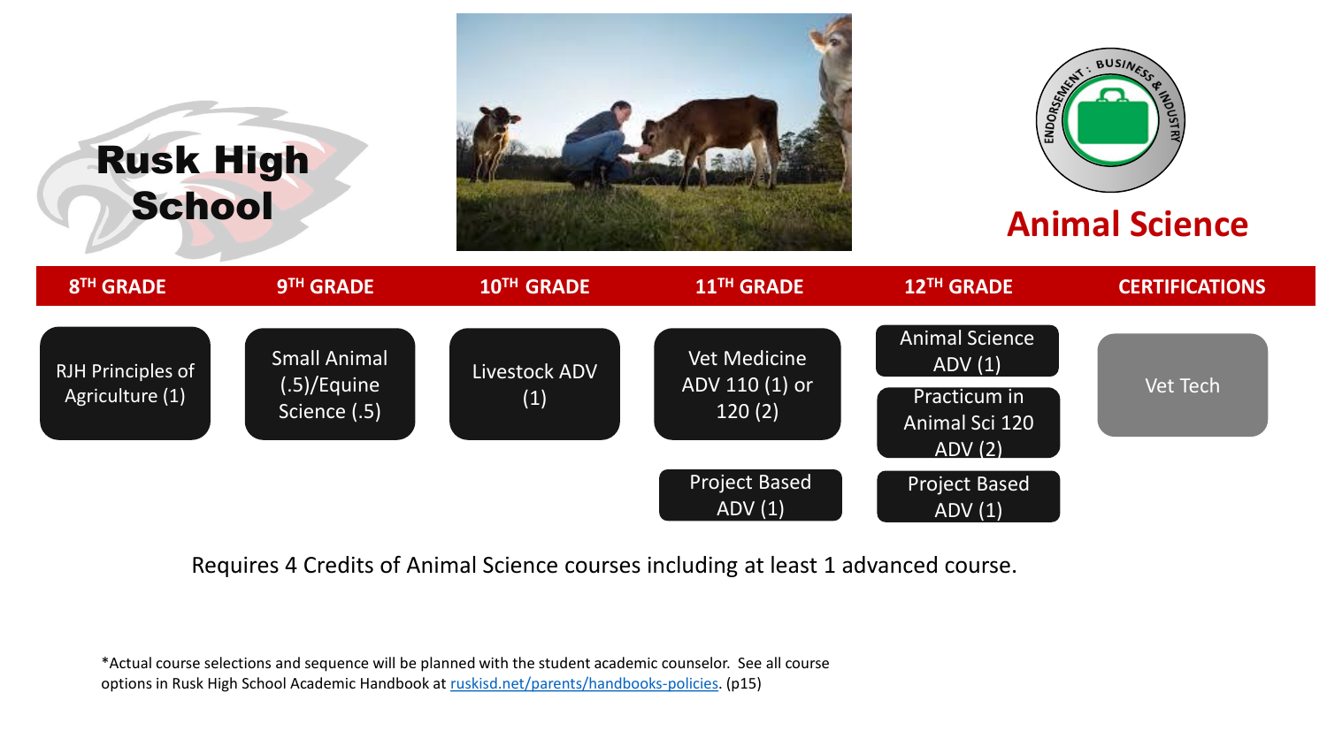# Rusk High School

## Animal Science

ENDORSEMENT: BUSINESS & INDUSTRY

| 8TH GRADE | 9TH GRADE | 10TH GRADE | 11TH GRADE | 12TH GRADE | CERTIFICATIONS |
| --- | --- | --- | --- | --- | --- |
| RJH Principles of Agriculture (1) | Small Animal (.5)/Equine Science (.5) | Livestock ADV (1) | Vet Medicine ADV 110 (1) or 120 (2) | Animal Science ADV (1) | Vet Tech |
| | | | | Practicum in Animal Sci 120 ADV (2) | |
| | | | Project Based ADV (1) | Project Based ADV (1) | |

Requires 4 Credits of Animal Science courses including at least 1 advanced course.

*Actual course selections and sequence will be planned with the student academic counselor. See all course options in Rusk High School Academic Handbook at ruskisd.net/parents/handbooks-policies. (p15)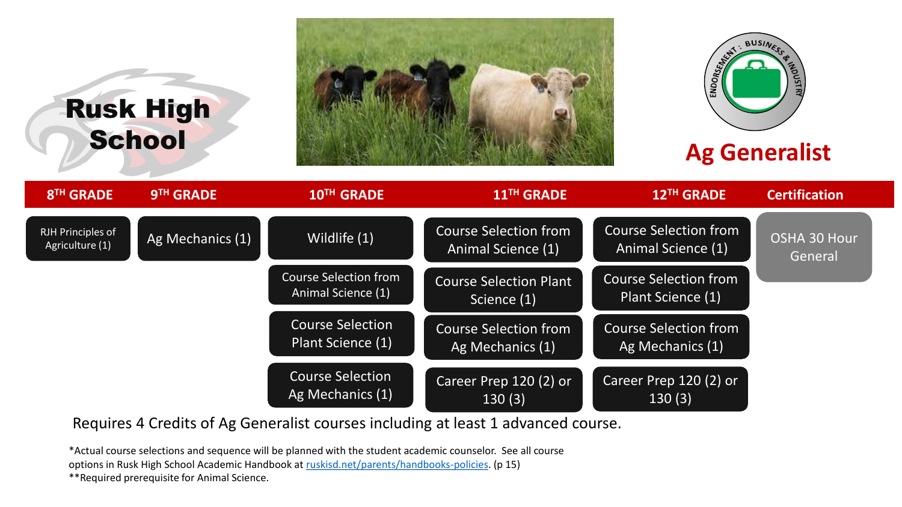# Rusk High School

## Ag Generalist

ENDORSEMENT: BUSINESS & INDUSTRY

| 8TH GRADE | 9TH GRADE | 10TH GRADE | 11TH GRADE | 12TH GRADE | Certification |
|---|---|---|---|---|---|
| RJH Principles of Agriculture (1) | Ag Mechanics (1) | Wildlife (1) | Course Selection from Animal Science (1) | Course Selection from Animal Science (1) | OSHA 30 Hour General |
| | | Course Selection from Animal Science (1) | Course Selection Plant Science (1) | Course Selection from Plant Science (1) | |
| | | Course Selection Plant Science (1) | Course Selection from Ag Mechanics (1) | Course Selection from Ag Mechanics (1) | |
| | | Course Selection Ag Mechanics (1) | Career Prep 120 (2) or 130 (3) | Career Prep 120 (2) or 130 (3) | |

Requires 4 Credits of Ag Generalist courses including at least 1 advanced course.

*Actual course selections and sequence will be planned with the student academic counselor. See all course options in Rusk High School Academic Handbook at [ruskisd.net/parents/handbooks-policies](ruskisd.net/parents/handbooks-policies). (p 15)

**Required prerequisite for Animal Science.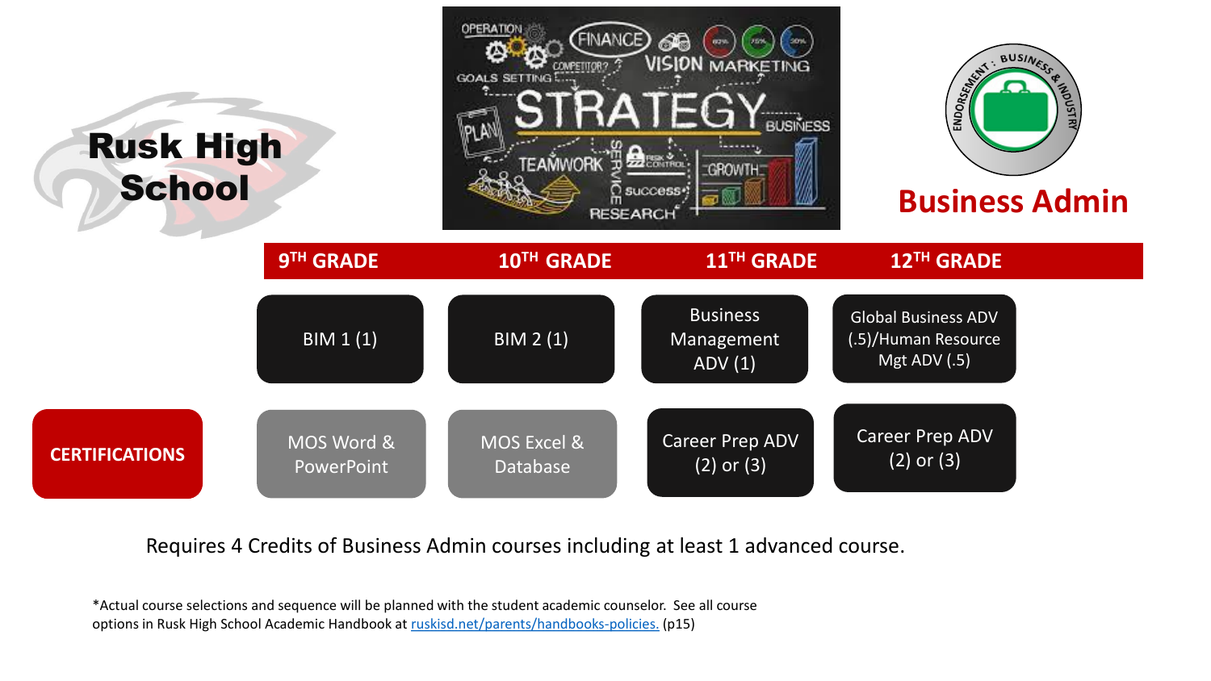# Rusk High School

## Business Admin

ENDORSEMENT: BUSINESS & INDUSTRY

| | 9TH GRADE | 10TH GRADE | 11TH GRADE | 12TH GRADE |
|---|---|---|---|---|
| | BIM 1 (1) | BIM 2 (1) | Business Management ADV (1) | Global Business ADV (.5)/Human Resource Mgt ADV (.5) |
| **CERTIFICATIONS** | MOS Word & PowerPoint | MOS Excel & Database | Career Prep ADV (2) or (3) | Career Prep ADV (2) or (3) |

Requires 4 Credits of Business Admin courses including at least 1 advanced course.

*Actual course selections and sequence will be planned with the student academic counselor. See all course options in Rusk High School Academic Handbook at ruskisd.net/parents/handbooks-policies. (p15)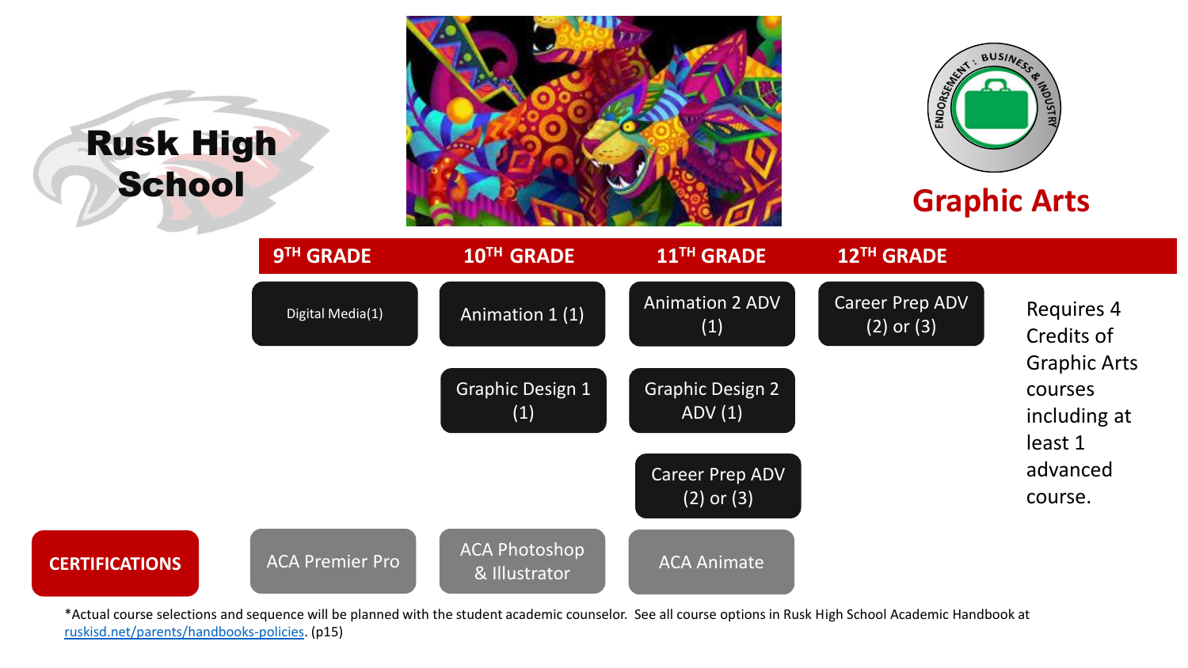# Rusk High School

## Graphic Arts

ENDORSEMENT : BUSINESS & INDUSTRY

| 9TH GRADE | 10TH GRADE | 11TH GRADE | 12TH GRADE |
| --- | --- | --- | --- |
| Digital Media(1) | Animation 1 (1) | Animation 2 ADV (1) | Career Prep ADV (2) or (3) |
| | Graphic Design 1 (1) | Graphic Design 2 ADV (1) | |
| | | Career Prep ADV (2) or (3) | |
| **CERTIFICATIONS:** ACA Premier Pro | ACA Photoshop & Illustrator | ACA Animate | |

Requires 4 Credits of Graphic Arts courses including at least 1 advanced course.

*Actual course selections and sequence will be planned with the student academic counselor. See all course options in Rusk High School Academic Handbook at ruskisd.net/parents/handbooks-policies. (p15)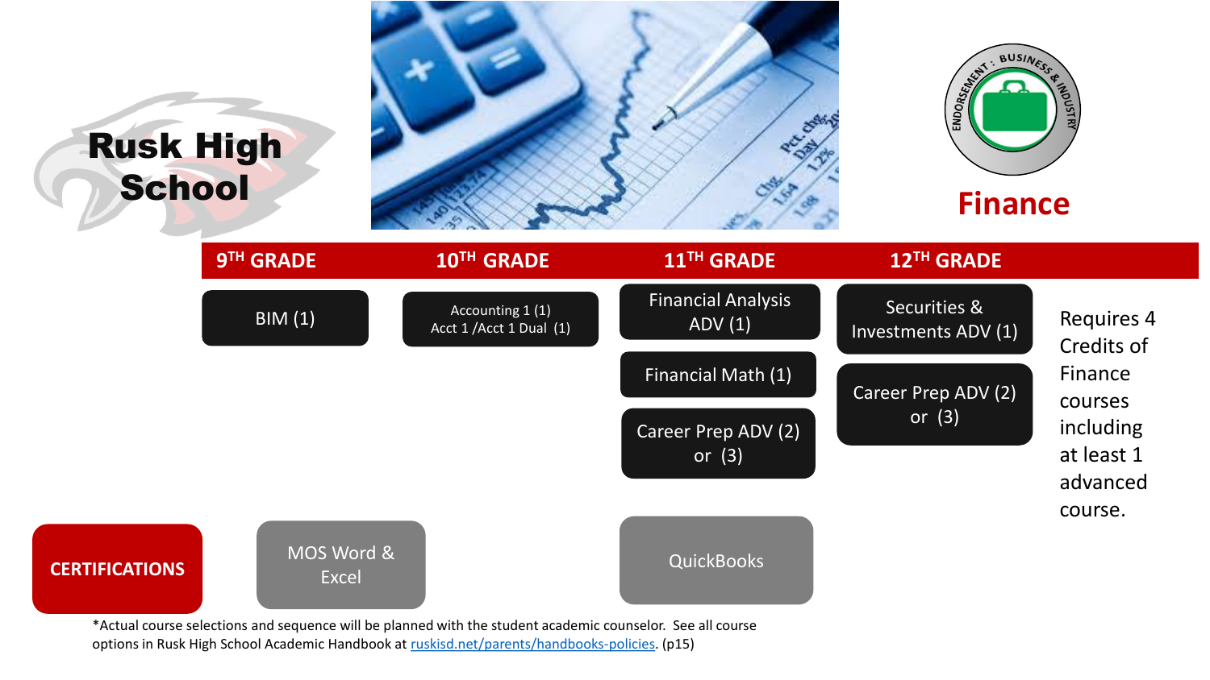# Rusk High School

## Finance

ENDORSEMENT : BUSINESS & INDUSTRY

| 9TH GRADE | 10TH GRADE | 11TH GRADE | 12TH GRADE |
| --- | --- | --- | --- |
| BIM (1) | Accounting 1 (1)<br>Acct 1 /Acct 1 Dual (1) | Financial Analysis ADV (1) | Securities & Investments ADV (1) |
| | | Financial Math (1) | Career Prep ADV (2) or (3) |
| | | Career Prep ADV (2) or (3) | |

Requires 4 Credits of Finance courses including at least 1 advanced course.

| CERTIFICATIONS | | | |
| --- | --- | --- | --- |
| | MOS Word & Excel | QuickBooks | |

*Actual course selections and sequence will be planned with the student academic counselor. See all course options in Rusk High School Academic Handbook at [ruskisd.net/parents/handbooks-policies](ruskisd.net/parents/handbooks-policies). (p15)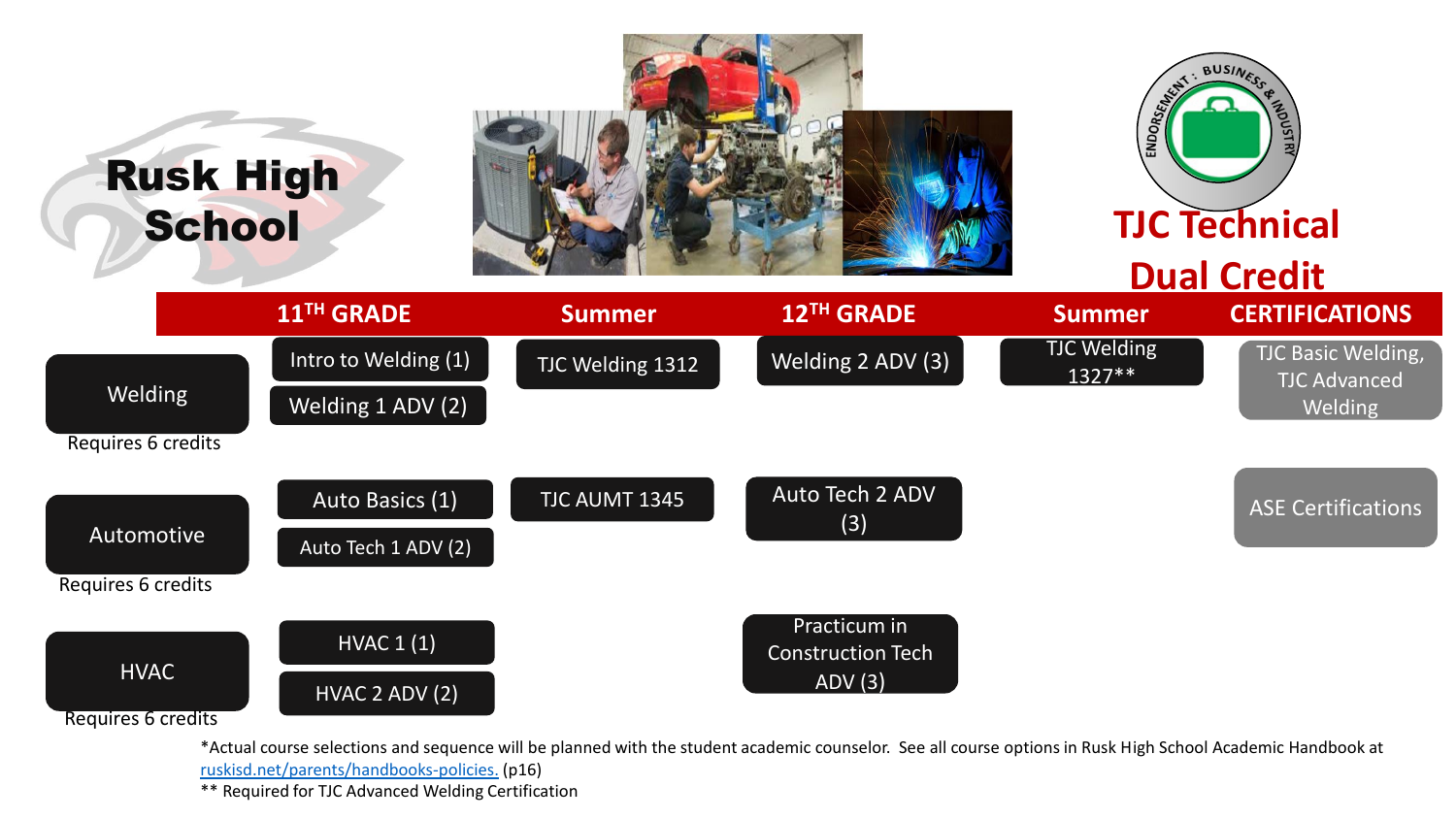# Rusk High School

## TJC Technical Dual Credit

| | 11TH GRADE | Summer | 12TH GRADE | Summer | CERTIFICATIONS |
|---|---|---|---|---|---|
| Welding (Requires 6 credits) | Intro to Welding (1), Welding 1 ADV (2) | TJC Welding 1312 | Welding 2 ADV (3) | TJC Welding 1327** | TJC Basic Welding, TJC Advanced Welding |
| Automotive (Requires 6 credits) | Auto Basics (1), Auto Tech 1 ADV (2) | TJC AUMT 1345 | Auto Tech 2 ADV (3) | | ASE Certifications |
| HVAC (Requires 6 credits) | HVAC 1 (1), HVAC 2 ADV (2) | | Practicum in Construction Tech ADV (3) | | |

*Actual course selections and sequence will be planned with the student academic counselor. See all course options in Rusk High School Academic Handbook at [ruskisd.net/parents/handbooks-policies.](ruskisd.net/parents/handbooks-policies) (p16)

** Required for TJC Advanced Welding Certification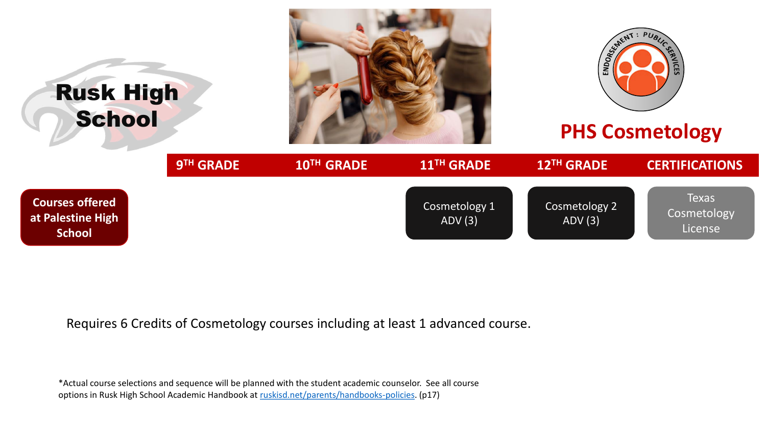# Rush High School

## PHS Cosmetology

ENDORSEMENT: PUBLIC SERVICES

| | 9TH GRADE | 10TH GRADE | 11TH GRADE | 12TH GRADE | CERTIFICATIONS |
|---|---|---|---|---|---|
| **Courses offered at Palestine High School** | | | Cosmetology 1 ADV (3) | Cosmetology 2 ADV (3) | Texas Cosmetology License |

Requires 6 Credits of Cosmetology courses including at least 1 advanced course.

*Actual course selections and sequence will be planned with the student academic counselor. See all course options in Rusk High School Academic Handbook at ruskisd.net/parents/handbooks-policies. (p17)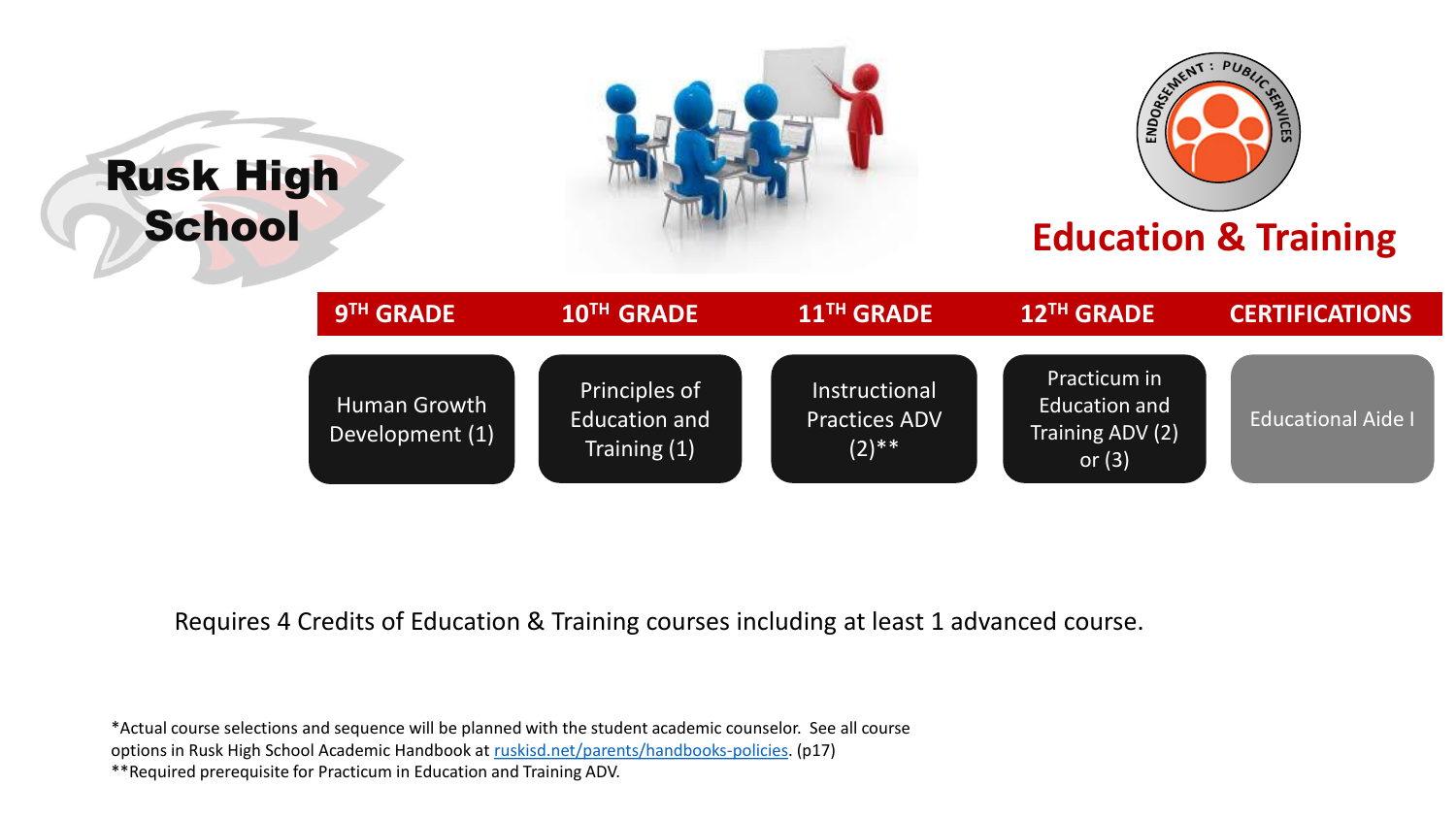# Rusk High School

## Education & Training

ENDORSEMENT: PUBLIC SERVICES

| 9TH GRADE | 10TH GRADE | 11TH GRADE | 12TH GRADE | CERTIFICATIONS |
| --- | --- | --- | --- | --- |
| Human Growth Development (1) | Principles of Education and Training (1) | Instructional Practices ADV (2)** | Practicum in Education and Training ADV (2) or (3) | Educational Aide I |

Requires 4 Credits of Education & Training courses including at least 1 advanced course.

*Actual course selections and sequence will be planned with the student academic counselor. See all course options in Rusk High School Academic Handbook at ruskisd.net/parents/handbooks-policies. (p17)

**Required prerequisite for Practicum in Education and Training ADV.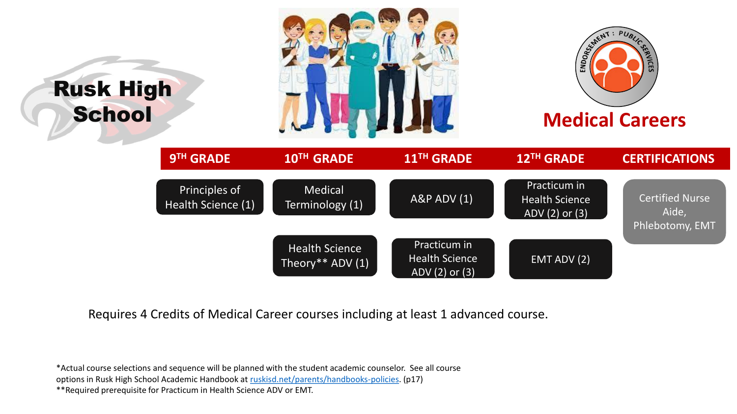# Rusk High School

## Medical Careers

ENDORSEMENT : PUBLIC SERVICES

| 9TH GRADE | 10TH GRADE | 11TH GRADE | 12TH GRADE | CERTIFICATIONS |
|---|---|---|---|---|
| Principles of Health Science (1) | Medical Terminology (1) | A&P ADV (1) | Practicum in Health Science ADV (2) or (3) | Certified Nurse Aide, Phlebotomy, EMT |
| | Health Science Theory** ADV (1) | Practicum in Health Science ADV (2) or (3) | EMT ADV (2) | |

Requires 4 Credits of Medical Career courses including at least 1 advanced course.

*Actual course selections and sequence will be planned with the student academic counselor. See all course options in Rusk High School Academic Handbook at ruskisd.net/parents/handbooks-policies. (p17)
**Required prerequisite for Practicum in Health Science ADV or EMT.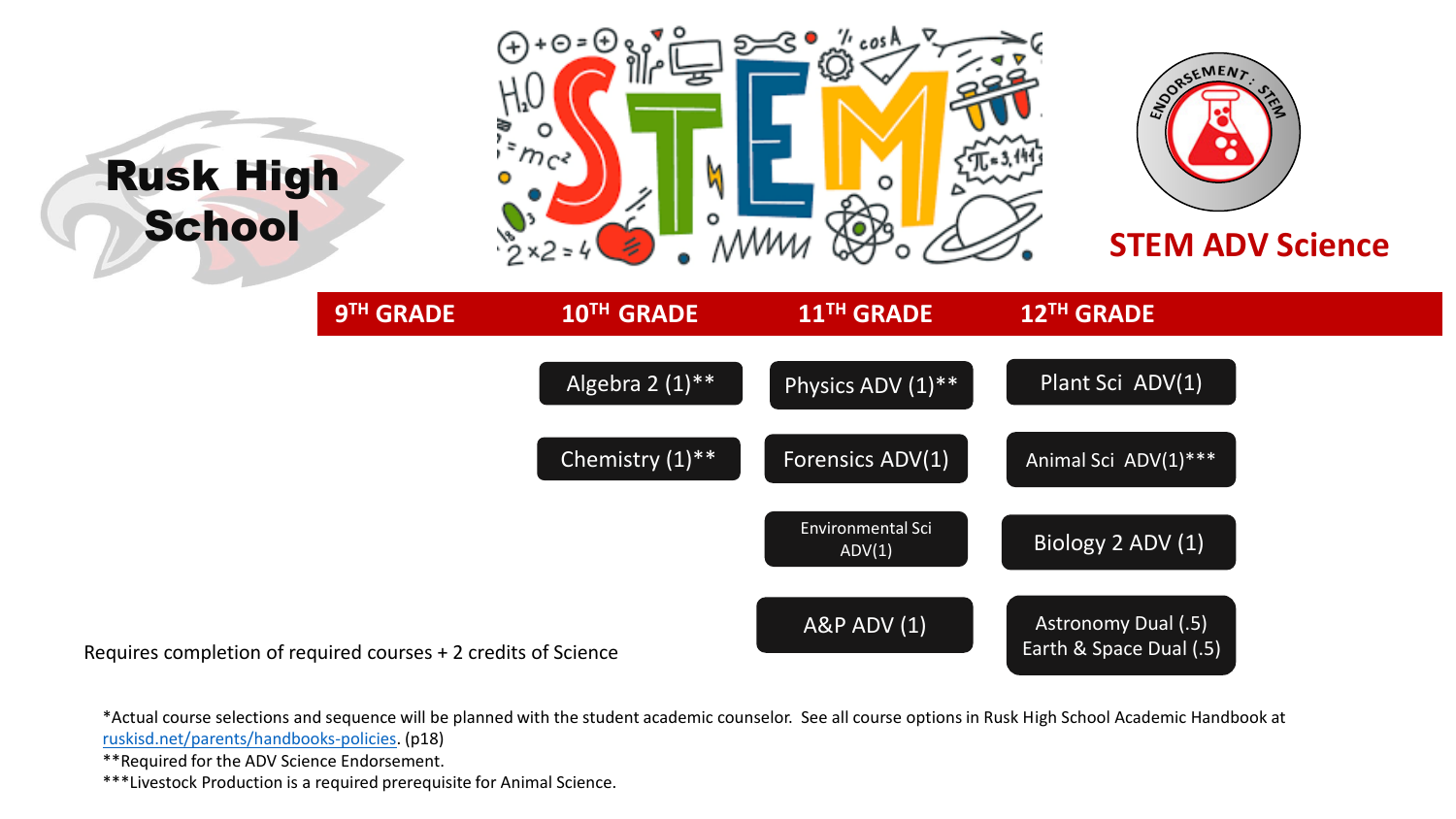# Rusk High School

## STEM ADV Science

| 9TH GRADE | 10TH GRADE | 11TH GRADE | 12TH GRADE |
| --- | --- | --- | --- |
| | Algebra 2 (1)** | Physics ADV (1)** | Plant Sci ADV(1) |
| | Chemistry (1)** | Forensics ADV(1) | Animal Sci ADV(1)*** |
| | | Environmental Sci ADV(1) | Biology 2 ADV (1) |
| | | A&P ADV (1) | Astronomy Dual (.5) Earth & Space Dual (.5) |

Requires completion of required courses + 2 credits of Science

*Actual course selections and sequence will be planned with the student academic counselor. See all course options in Rusk High School Academic Handbook at ruskisd.net/parents/handbooks-policies. (p18)

**Required for the ADV Science Endorsement.

***Livestock Production is a required prerequisite for Animal Science.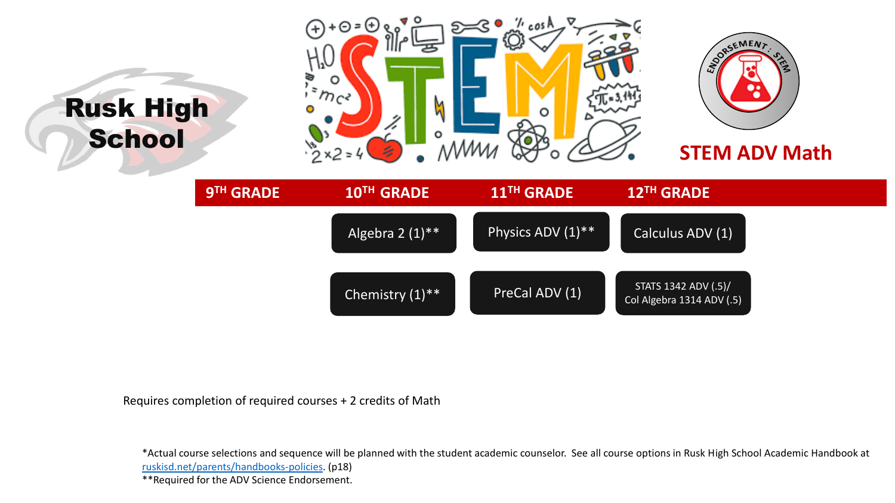# Rusk High School

## STEM ADV Math

ENDORSEMENT: STEM

| 9TH GRADE | 10TH GRADE | 11TH GRADE | 12TH GRADE |
|---|---|---|---|
| | Algebra 2 (1)** | Physics ADV (1)** | Calculus ADV (1) |
| | Chemistry (1)** | PreCal ADV (1) | STATS 1342 ADV (.5)/ Col Algebra 1314 ADV (.5) |

Requires completion of required courses + 2 credits of Math

*Actual course selections and sequence will be planned with the student academic counselor. See all course options in Rusk High School Academic Handbook at ruskisd.net/parents/handbooks-policies. (p18)

**Required for the ADV Science Endorsement.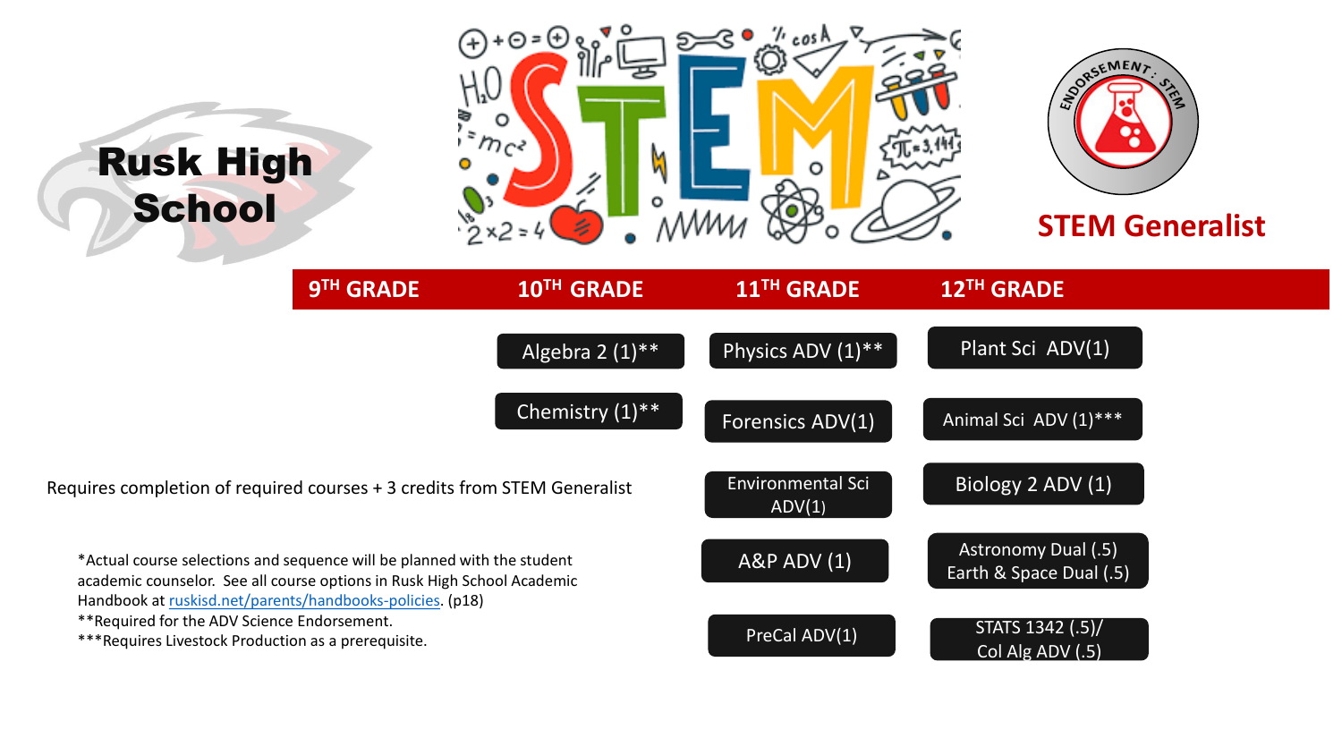# Rusk High School

## STEM Generalist

| 9TH GRADE | 10TH GRADE | 11TH GRADE | 12TH GRADE |
|---|---|---|---|
| | Algebra 2 (1)** | Physics ADV (1)** | Plant Sci ADV(1) |
| | Chemistry (1)** | Forensics ADV(1) | Animal Sci ADV (1)*** |
| | | Environmental Sci ADV(1) | Biology 2 ADV (1) |
| | | A&P ADV (1) | Astronomy Dual (.5) Earth & Space Dual (.5) |
| | | PreCal ADV(1) | STATS 1342 (.5)/ Col Alg ADV (.5) |

Requires completion of required courses + 3 credits from STEM Generalist

*Actual course selections and sequence will be planned with the student academic counselor. See all course options in Rusk High School Academic Handbook at ruskisd.net/parents/handbooks-policies. (p18)

**Required for the ADV Science Endorsement.

***Requires Livestock Production as a prerequisite.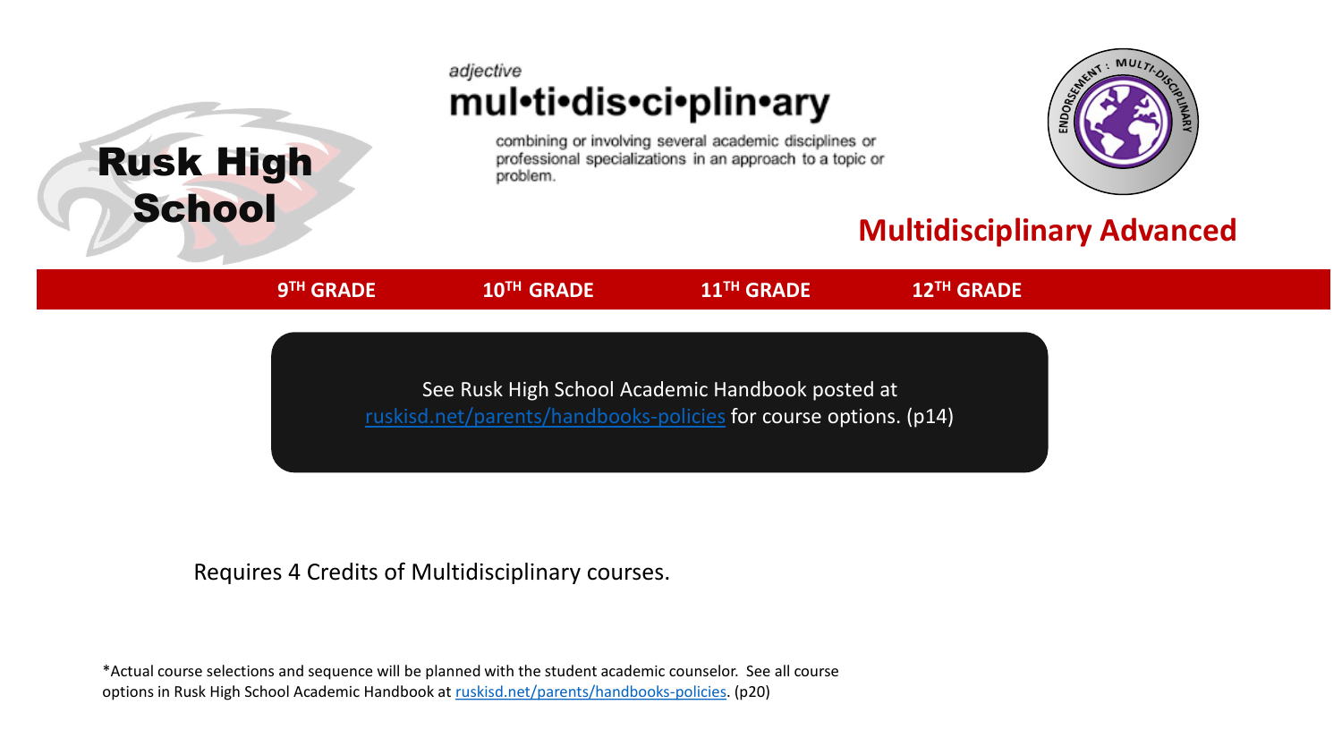# Rusk High School

*adjective*

**mul•ti•dis•ci•plin•ary**

combining or involving several academic disciplines or professional specializations in an approach to a topic or problem.

ENDORSEMENT : MULTI-DISCIPLINARY

## Multidisciplinary Advanced

| 9TH GRADE | 10TH GRADE | 11TH GRADE | 12TH GRADE |
|---|---|---|---|

See Rusk High School Academic Handbook posted at [ruskisd.net/parents/handbooks-policies](ruskisd.net/parents/handbooks-policies) for course options. (p14)

Requires 4 Credits of Multidisciplinary courses.

*Actual course selections and sequence will be planned with the student academic counselor. See all course options in Rusk High School Academic Handbook at [ruskisd.net/parents/handbooks-policies](ruskisd.net/parents/handbooks-policies). (p20)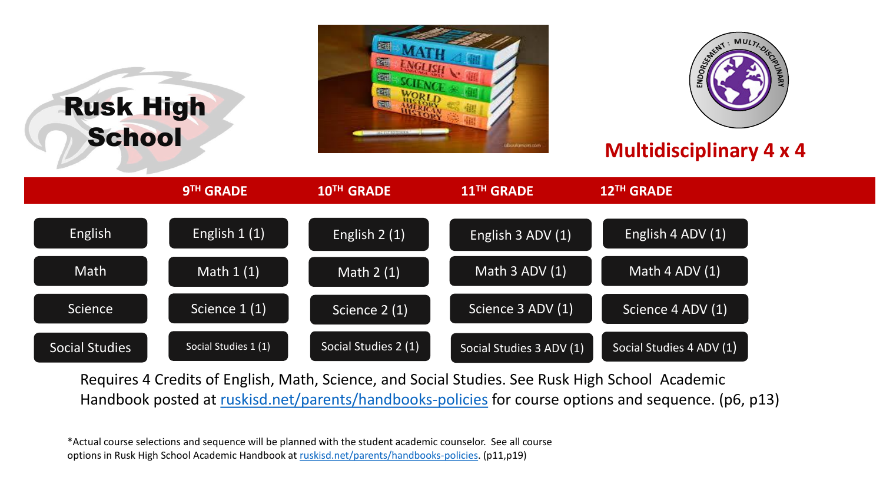# Rusk High School

## Multidisciplinary 4 x 4

| | 9TH GRADE | 10TH GRADE | 11TH GRADE | 12TH GRADE |
|---|---|---|---|---|
| English | English 1 (1) | English 2 (1) | English 3 ADV (1) | English 4 ADV (1) |
| Math | Math 1 (1) | Math 2 (1) | Math 3 ADV (1) | Math 4 ADV (1) |
| Science | Science 1 (1) | Science 2 (1) | Science 3 ADV (1) | Science 4 ADV (1) |
| Social Studies | Social Studies 1 (1) | Social Studies 2 (1) | Social Studies 3 ADV (1) | Social Studies 4 ADV (1) |

Requires 4 Credits of English, Math, Science, and Social Studies. See Rusk High School Academic Handbook posted at ruskisd.net/parents/handbooks-policies for course options and sequence. (p6, p13)

*Actual course selections and sequence will be planned with the student academic counselor. See all course options in Rusk High School Academic Handbook at ruskisd.net/parents/handbooks-policies. (p11,p19)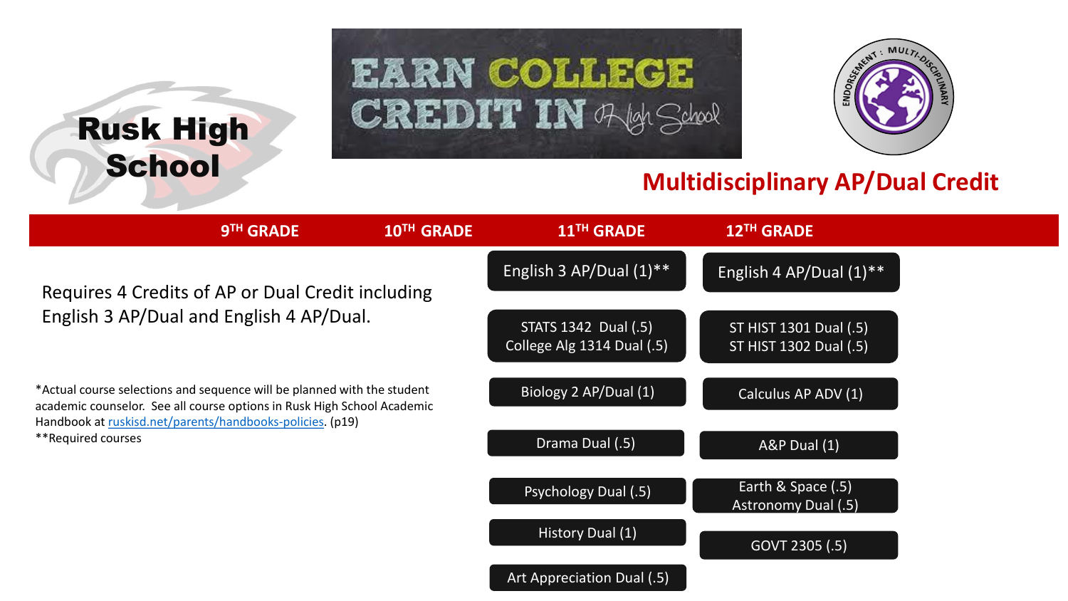# Rusk High School

**EARN COLLEGE CREDIT IN High School**

ENDORSEMENT : MULTI-DISCIPLINARY

## Multidisciplinary AP/Dual Credit

| 9TH GRADE | 10TH GRADE | 11TH GRADE | 12TH GRADE |
|---|---|---|---|
| | | English 3 AP/Dual (1)** | English 4 AP/Dual (1)** |
| | | STATS 1342 Dual (.5)<br>College Alg 1314 Dual (.5) | ST HIST 1301 Dual (.5)<br>ST HIST 1302 Dual (.5) |
| | | Biology 2 AP/Dual (1) | Calculus AP ADV (1) |
| | | Drama Dual (.5) | A&P Dual (1) |
| | | Psychology Dual (.5) | Earth & Space (.5)<br>Astronomy Dual (.5) |
| | | History Dual (1) | GOVT 2305 (.5) |
| | | Art Appreciation Dual (.5) | |

Requires 4 Credits of AP or Dual Credit including English 3 AP/Dual and English 4 AP/Dual.

*Actual course selections and sequence will be planned with the student academic counselor. See all course options in Rusk High School Academic Handbook at ruskisd.net/parents/handbooks-policies. (p19)

**Required courses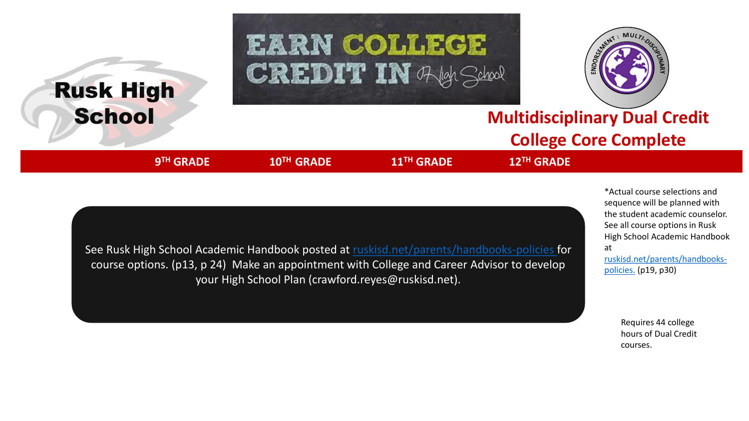# Rusk High School

## EARN COLLEGE CREDIT IN High School

ENDORSEMENT: MULTI-DISCIPLINARY

## Multidisciplinary Dual Credit College Core Complete

| 9TH GRADE | 10TH GRADE | 11TH GRADE | 12TH GRADE |
| --- | --- | --- | --- |

See Rusk High School Academic Handbook posted at ruskisd.net/parents/handbooks-policies for course options. (p13, p 24) Make an appointment with College and Career Advisor to develop your High School Plan (crawford.reyes@ruskisd.net).

*Actual course selections and sequence will be planned with the student academic counselor. See all course options in Rusk High School Academic Handbook at ruskisd.net/parents/handbooks-policies. (p19, p30)

Requires 44 college hours of Dual Credit courses.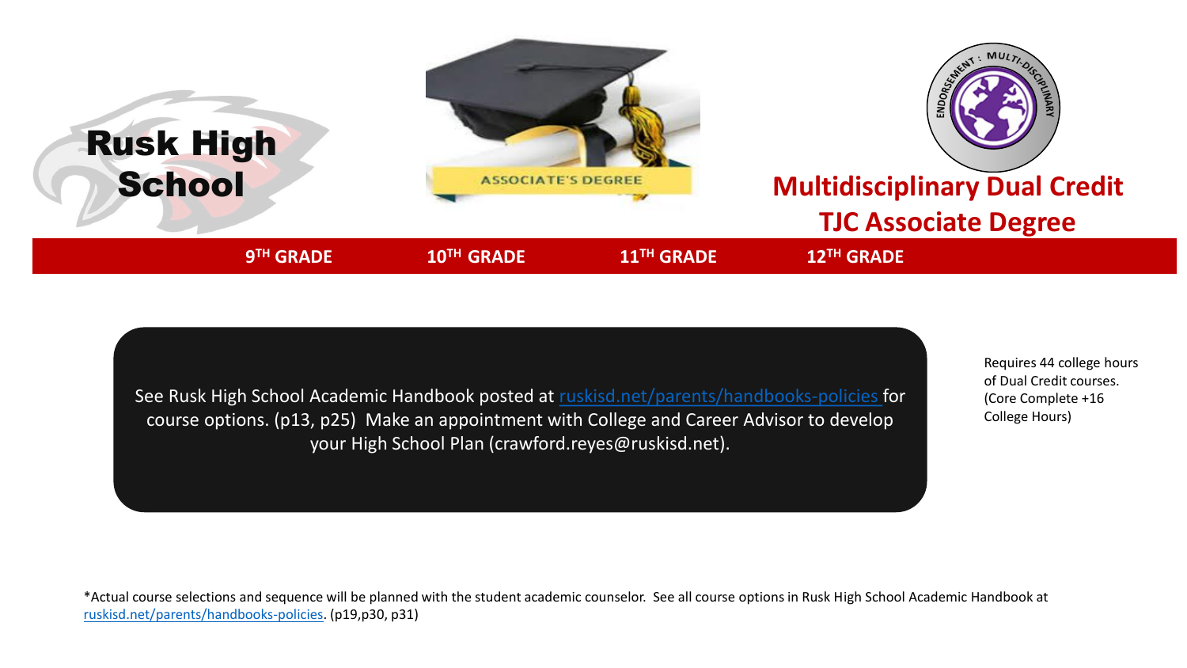# Rusk High School

ASSOCIATE'S DEGREE

ENDORSEMENT : MULTI-DISCIPLINARY

## Multidisciplinary Dual Credit TJC Associate Degree

| 9TH GRADE | 10TH GRADE | 11TH GRADE | 12TH GRADE |
| --- | --- | --- | --- |

See Rusk High School Academic Handbook posted at ruskisd.net/parents/handbooks-policies for course options. (p13, p25) Make an appointment with College and Career Advisor to develop your High School Plan (crawford.reyes@ruskisd.net).

Requires 44 college hours of Dual Credit courses. (Core Complete +16 College Hours)

*Actual course selections and sequence will be planned with the student academic counselor. See all course options in Rusk High School Academic Handbook at ruskisd.net/parents/handbooks-policies. (p19,p30, p31)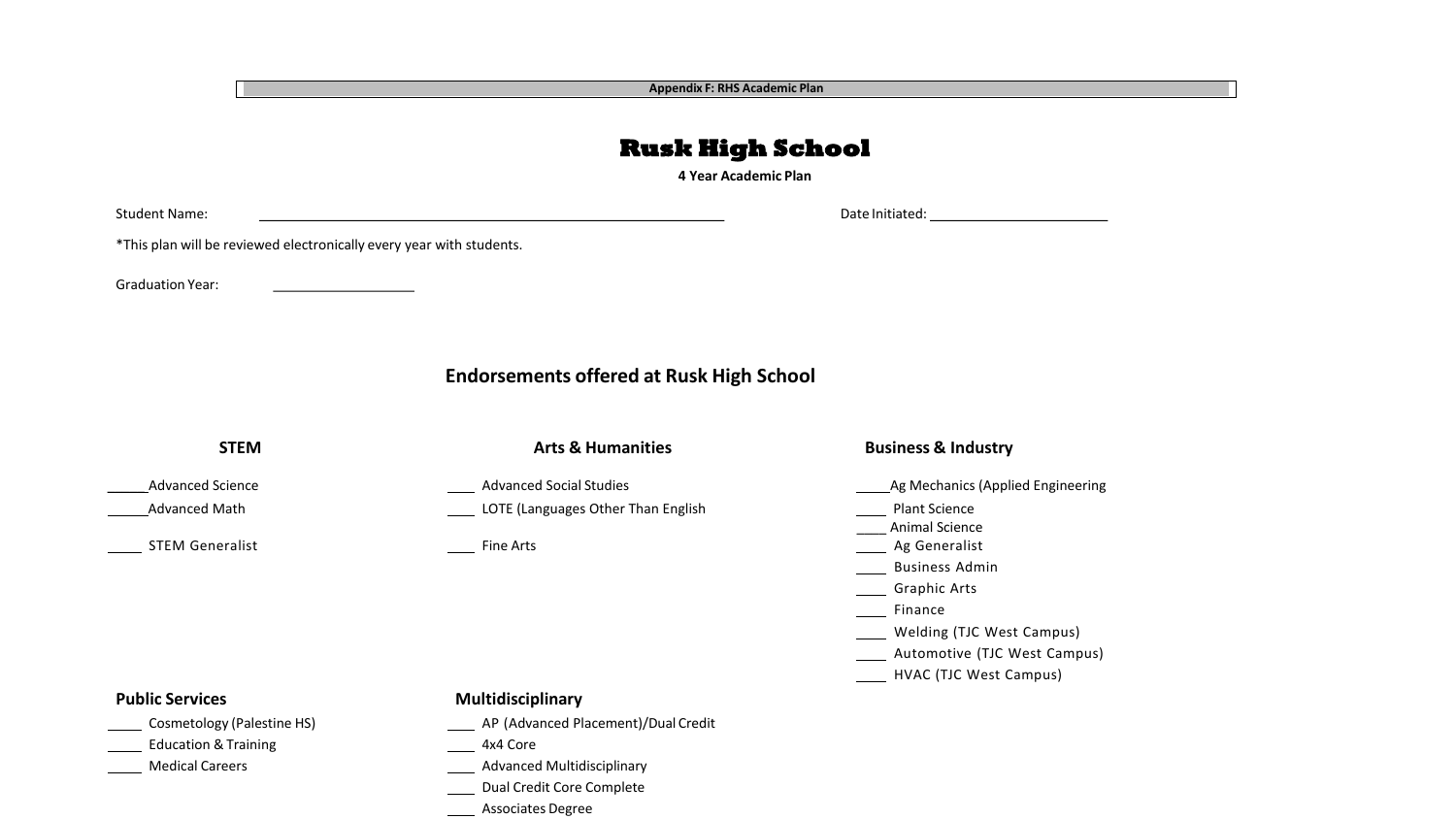**Appendix F: RHS Academic Plan**

# Rusk High School

**4 Year Academic Plan**

Student Name: ______________________________ Date Initiated: ____________________

*This plan will be reviewed electronically every year with students.

Graduation Year: ________________

## Endorsements offered at Rusk High School

### STEM

_____Advanced Science

_____Advanced Math

_____ STEM Generalist

### Arts & Humanities

____ Advanced Social Studies

____ LOTE (Languages Other Than English

____ Fine Arts

### Business & Industry

_____Ag Mechanics (Applied Engineering

____ Plant Science

____ Animal Science

____ Ag Generalist

____ Business Admin

____ Graphic Arts

____ Finance

____ Welding (TJC West Campus)

____ Automotive (TJC West Campus)

____ HVAC (TJC West Campus)

### Public Services

_____ Cosmetology (Palestine HS)

_____ Education & Training

_____ Medical Careers

### Multidisciplinary

____ AP (Advanced Placement)/Dual Credit

____ 4x4 Core

____ Advanced Multidisciplinary

____ Dual Credit Core Complete

____ Associates Degree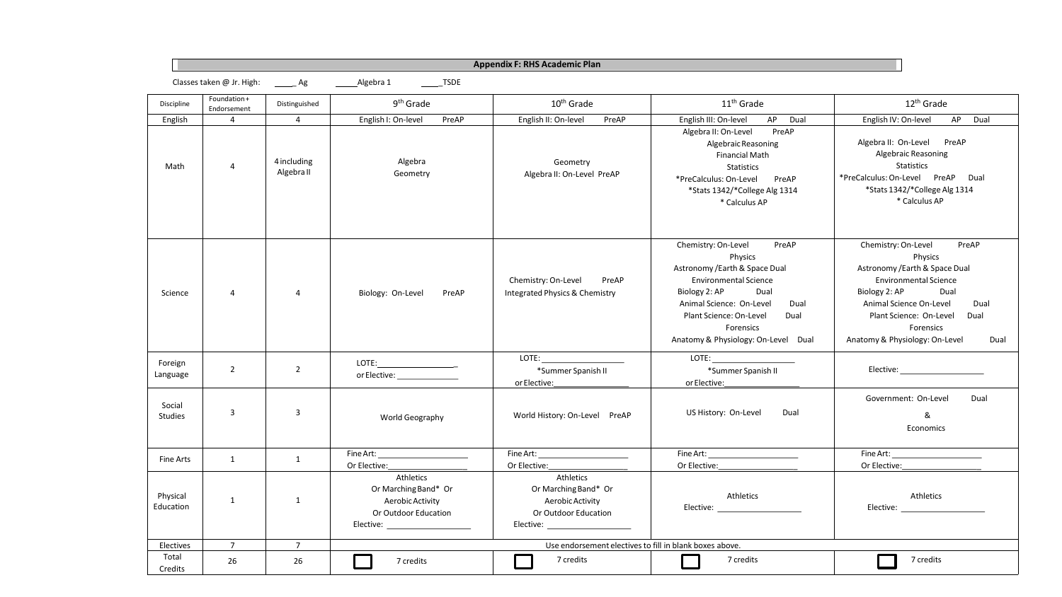## Appendix F: RHS Academic Plan

Classes taken @ Jr. High: _____ Ag _____Algebra 1 _____TSDE

| Discipline | Foundation+ Endorsement | Distinguished | 9th Grade | 10th Grade | 11th Grade | 12th Grade |
|---|---|---|---|---|---|---|
| English | 4 | 4 | English I: On-level PreAP | English II: On-level PreAP | English III: On-level AP Dual | English IV: On-level AP Dual |
| Math | 4 | 4 including Algebra II | Algebra<br>Geometry | Geometry<br>Algebra II: On-Level PreAP | Algebra II: On-Level PreAP<br>Algebraic Reasoning<br>Financial Math<br>Statistics<br>*PreCalculus: On-Level PreAP<br>*Stats 1342/*College Alg 1314<br>* Calculus AP | Algebra II: On-Level PreAP<br>Algebraic Reasoning<br>Statistics<br>*PreCalculus: On-Level PreAP Dual<br>*Stats 1342/*College Alg 1314<br>* Calculus AP |
| Science | 4 | 4 | Biology: On-Level PreAP | Chemistry: On-Level PreAP<br>Integrated Physics & Chemistry | Chemistry: On-Level PreAP<br>Physics<br>Astronomy /Earth & Space Dual<br>Environmental Science<br>Biology 2: AP Dual<br>Animal Science: On-Level Dual<br>Plant Science: On-Level Dual<br>Forensics<br>Anatomy & Physiology: On-Level Dual | Chemistry: On-Level PreAP<br>Physics<br>Astronomy /Earth & Space Dual<br>Environmental Science<br>Biology 2: AP Dual<br>Animal Science On-Level Dual<br>Plant Science: On-Level Dual<br>Forensics<br>Anatomy & Physiology: On-Level Dual |
| Foreign Language | 2 | 2 | LOTE:__________________<br>or Elective: ______________ | LOTE: ____________________<br>*Summer Spanish II<br>or Elective:_________________ | LOTE: ____________________<br>*Summer Spanish II<br>or Elective:_________________ | Elective: ____________________ |
| Social Studies | 3 | 3 | World Geography | World History: On-Level PreAP | US History: On-Level Dual | Government: On-Level Dual<br>&<br>Economics |
| Fine Arts | 1 | 1 | Fine Art: ______________________<br>Or Elective:___________________ | Fine Art: ______________________<br>Or Elective:___________________ | Fine Art: ______________________<br>Or Elective:___________________ | Fine Art: ______________________<br>Or Elective:___________________ |
| Physical Education | 1 | 1 | Athletics<br>Or Marching Band* Or<br>Aerobic Activity<br>Or Outdoor Education<br>Elective: ____________________ | Athletics<br>Or Marching Band* Or<br>Aerobic Activity<br>Or Outdoor Education<br>Elective: ____________________ | Athletics<br>Elective: ____________________ | Athletics<br>Elective: ____________________ |
| Electives | 7 | 7 | Use endorsement electives to fill in blank boxes above. | | | |
| Total Credits | 26 | 26 | ☐ 7 credits | ☐ 7 credits | ☐ 7 credits | ☐ 7 credits |